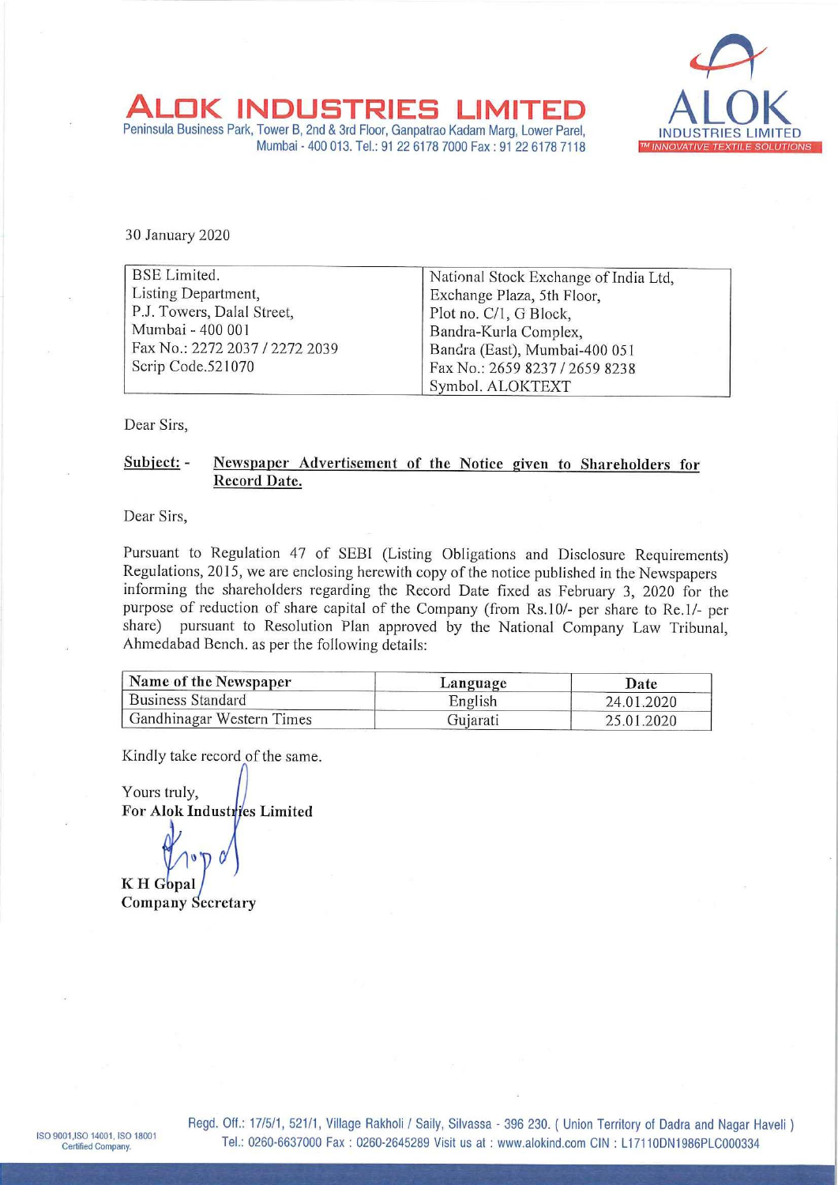# ALOK INDUSTRIES LIMITED

Peninsula Business Park, Tower B, 2nd & 3rd Floor, Ganpatrao Kadam Marg, Lower Parel, Mumbai - 400 013. Tel.: 91 22 6178 7000 Fax : 91 22 6178 7118

30 January 2020

| BSE Limited.<br>Listing Department,<br>P.J. Towers, Dalal Street,<br>Mumbai - 400 001<br>Fax No.: 2272 2037 / 2272 2039<br>Scrip Code.521070 | National Stock Exchange of India Ltd,<br>Exchange Plaza, 5th Floor,<br>Plot no. C/1, G Block,<br>Bandra-Kurla Complex,<br>Bandra (East), Mumbai-400 051<br>Fax No.: 2659 8237 / 2659 8238<br>Symbol. ALOKTEXT |
|---|---|

Dear Sirs,

**Subject: -** **Newspaper Advertisement of the Notice given to Shareholders for Record Date.**

Dear Sirs,

Pursuant to Regulation 47 of SEBI (Listing Obligations and Disclosure Requirements) Regulations, 2015, we are enclosing herewith copy of the notice published in the Newspapers informing the shareholders regarding the Record Date fixed as February 3, 2020 for the purpose of reduction of share capital of the Company (from Rs.10/- per share to Re.1/- per share) pursuant to Resolution Plan approved by the National Company Law Tribunal, Ahmedabad Bench. as per the following details:

| Name of the Newspaper | Language | Date |
|---|---|---|
| Business Standard | English | 24.01.2020 |
| Gandhinagar Western Times | Gujarati | 25.01.2020 |

Kindly take record of the same.

Yours truly,
**For Alok Industries Limited**

**K H Gopal**
**Company Secretary**

ISO 9001,ISO 14001, ISO 18001 Certified Company.

Regd. Off.: 17/5/1, 521/1, Village Rakholi / Saily, Silvassa - 396 230. ( Union Territory of Dadra and Nagar Haveli ) Tel.: 0260-6637000 Fax : 0260-2645289 Visit us at : www.alokind.com CIN : L17110DN1986PLC000334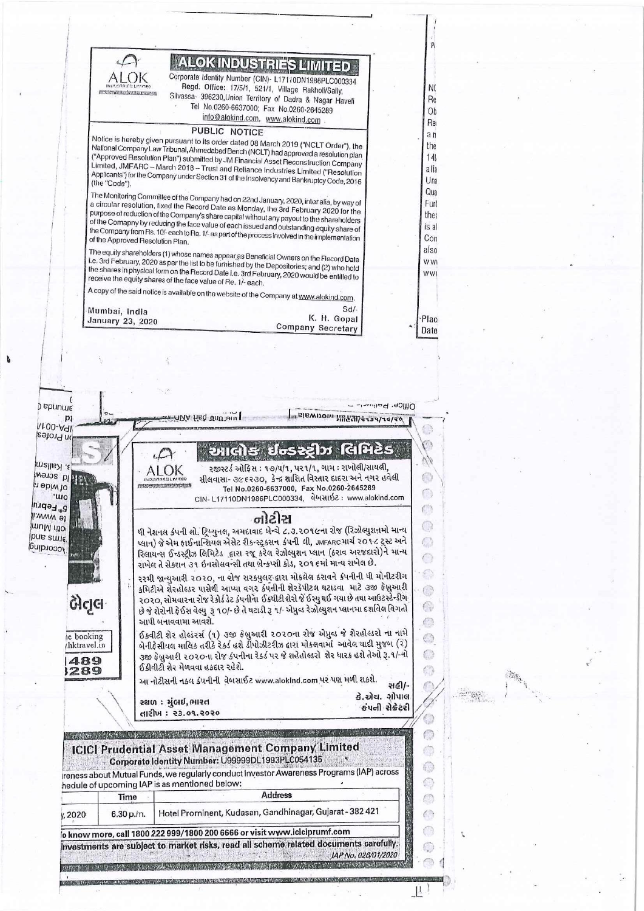# ALOK INDUSTRIES LIMITED

Corporate Identity Number (CIN)- L17110DN1986PLC000334
Regd. Office: 17/5/1, 521/1, Village Rakholi/Saily,
Silvassa- 396230,Union Territory of Dadra & Nagar Haveli
Tel No.0260-6637000; Fax No.0260-2645289
info@alokind.com, www.alokind.com

## PUBLIC NOTICE

Notice is hereby given pursuant to its order dated 08 March 2019 ("NCLT Order"), the National Company Law Tribunal, Ahmedabad Bench (NCLT) had approved a resolution plan ("Approved Resolution Plan") submitted by JM Financial Asset Reconstruction Company Limited, JMFARC – March 2018 – Trust and Reliance Industries Limited ("Resolution Applicants") for the Company under Section 31 of the Insolvency and Bankruptcy Code, 2016 (the "Code").

The Monitoring Committee of the Company had on 22nd January, 2020, inter alia, by way of a circular resolution, fixed the Record Date as Monday, the 3rd February 2020 for the purpose of reduction of the Company's share capital without any payout to the shareholders of the Comapny by reducing the face value of each issued and outstanding equity share of the Company from Rs. 10/- each to Re. 1/- as part of the process involved in the implementation of the Approved Resolution Plan.

The equity shareholders (1) whose names appear as Beneficial Owners on the Record Date i.e. 3rd February, 2020 as per the list to be furnished by the Depositories; and (2) who hold the shares in physical form on the Record Date i.e. 3rd February, 2020 would be entitled to receive the equity shares of the face value of Re. 1/- each.

A copy of the said notice is available on the website of the Company at www.alokind.com.

Mumbai, India
January 23, 2020

Sd/-
K. H. Gopal
Company Secretary

---

# આલોક ઈન્ડસ્ટ્રીઝ લિમિટેડ

રજીસ્ટર્ડ ઓફિસ : ૧૭/૫/૧, ૫૨૧/૧, ગામ : રાખોલી/સાયલી,
સીલવાસા- ૩૯૬૨૩૦, કેન્દ્ર શાસિત વિસ્તાર દાદરા અને નગર હવેલી
Tel No.0260-6637000, Fax No.0260-2645289
CIN- L17110DN1986PLC000334, વેબસાઈટ : www.alokind.com

## નોટીસ

ધી નેશનલ કંપની લો. ટ્રિબ્યુનલ, અમદાવાદ બેન્ચે ૮.૩.૨૦૧૯ના રોજ (રિઝોલ્યુશનમાં માન્ય પ્લાન) જે એમ ફાઈનાન્શિયલ એસેટ રીકન્સ્ટ્રકસન કંપની લી, JMFARC માર્ચ ૨૦૧૮ ટ્રસ્ટ અને રિલાયન્સ ઈન્ડસ્ટ્રીઝ લિમિટેડ દ્વારા રજૂ કરેલ રેઝોલ્યુશન પ્લાન (ઠરાવ અરજદારો)ને માન્ય રાખેલ તે સેકશન ૩૧ ઈનસોલવન્સી તથા બેન્કપ્સી કોડ, ૨૦૧૬માં માન્ય રાખેલ છે.

૨૨મી જાન્યુઆરી ૨૦૨૦, ના રોજ સરક્યુલર દ્વારા મોકલેલ ઠરાવને કંપનીની ધી મોનીટરીંગ કમિટીએ શેરહોલ્ડર પાસેથી આપ્યા વગર કંપનીની શેરકેપીટલ ઘટાડવા માટે ૩જી ફેબ્રુઆરી ૨૦૨૦, સોમવારના રોજ રેકોર્ડ ડેટ કંપનીના ઈક્વીટી શેરો જે ઈસ્યુ થઈ ગયા છે તથા આઉટસ્ટેન્ડીંગ છે જે શેરોની ફેઈસ વેલ્યુ રૂ ૧૦/- છે તે ઘટાડી રૂ ૧/- એપ્રુવ્ડ રેઝોલ્યુશન પ્લાનમા દર્શાવેલ વિગતો આપી બનાવવામા આવશે.

ઈક્વીટી શેર હોલ્ડર્સ (૧) ૩જી ફેબ્રુઆરી ૨૦૨૦ના રોજ એપ્રુવ્ડ જે શેરહોલ્ડરો ના નામે બેનીફેસીયલ માલિક તરીકે રેકર્ડ હશે ડીપોઝીટરીઝ દ્વારા મોકલવામાં આવેલ યાદી મુજબ (૨) ૩જી ફેબ્રુઆરી ૨૦૨૦ના રોજ કંપનીના રેકર્ડ પર જે શહેરહોલ્ડરો શેર ધારક હશે તેઓ રૂ.૧/-નો ઈક્વીટી શેર મેળવવા હકદાર રહેશે.

આ નોટીસની નકલ કંપનીની વેબસાઈટ www.alokind.com પર પણ મળી શકશે.

સ્થળ : મુંબઈ, ભારત
તારીખ : ૨૩.૦૧.૨૦૨૦

સહી/-
કે.એચ. ગોપાલ
કંપની સેક્રેટરી